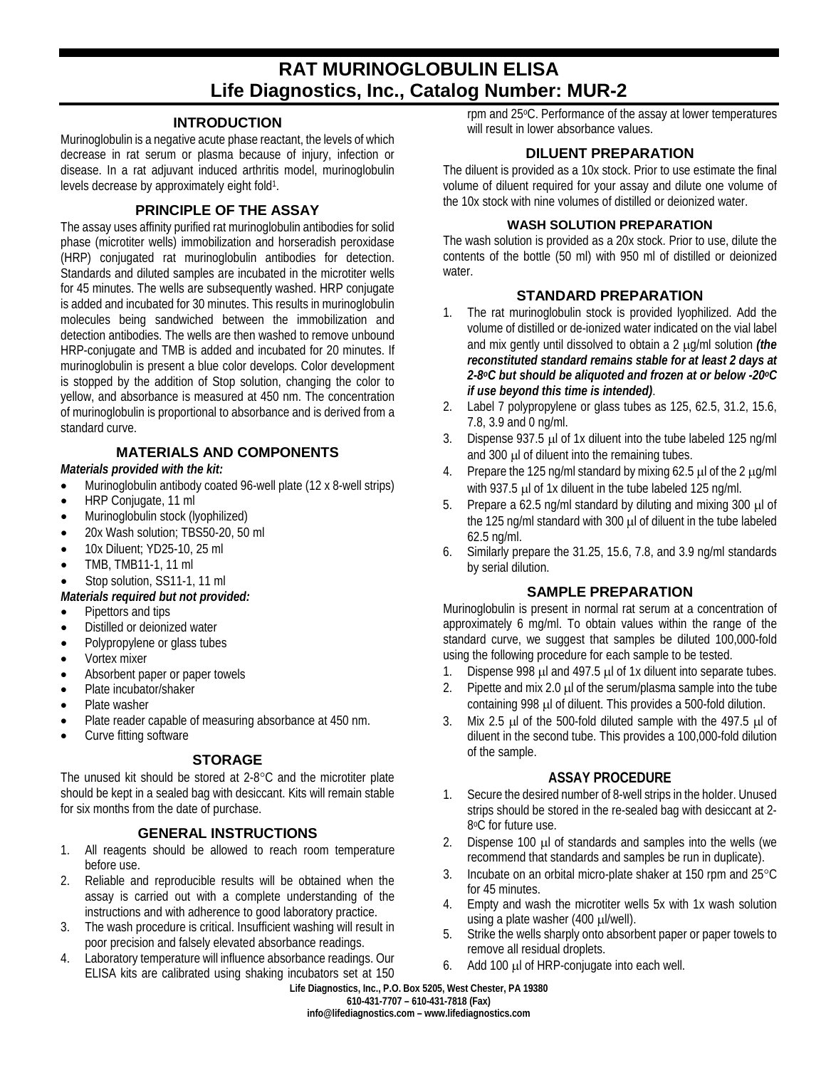# RAT MURINOGLOBULIN ELISA
# Life Diagnostics, Inc., Catalog Number: MUR-2

## INTRODUCTION

Murinoglobulin is a negative acute phase reactant, the levels of which decrease in rat serum or plasma because of injury, infection or disease. In a rat adjuvant induced arthritis model, murinoglobulin levels decrease by approximately eight fold[1].

## PRINCIPLE OF THE ASSAY

The assay uses affinity purified rat murinoglobulin antibodies for solid phase (microtiter wells) immobilization and horseradish peroxidase (HRP) conjugated rat murinoglobulin antibodies for detection. Standards and diluted samples are incubated in the microtiter wells for 45 minutes. The wells are subsequently washed. HRP conjugate is added and incubated for 30 minutes. This results in murinoglobulin molecules being sandwiched between the immobilization and detection antibodies. The wells are then washed to remove unbound HRP-conjugate and TMB is added and incubated for 20 minutes. If murinoglobulin is present a blue color develops. Color development is stopped by the addition of Stop solution, changing the color to yellow, and absorbance is measured at 450 nm. The concentration of murinoglobulin is proportional to absorbance and is derived from a standard curve.

## MATERIALS AND COMPONENTS

***Materials provided with the kit:***

- Murinoglobulin antibody coated 96-well plate (12 x 8-well strips)
- HRP Conjugate, 11 ml
- Murinoglobulin stock (lyophilized)
- 20x Wash solution; TBS50-20, 50 ml
- 10x Diluent; YD25-10, 25 ml
- TMB, TMB11-1, 11 ml
- Stop solution, SS11-1, 11 ml

***Materials required but not provided:***

- Pipettors and tips
- Distilled or deionized water
- Polypropylene or glass tubes
- Vortex mixer
- Absorbent paper or paper towels
- Plate incubator/shaker
- Plate washer
- Plate reader capable of measuring absorbance at 450 nm.
- Curve fitting software

## STORAGE

The unused kit should be stored at 2-8°C and the microtiter plate should be kept in a sealed bag with desiccant. Kits will remain stable for six months from the date of purchase.

## GENERAL INSTRUCTIONS

1. All reagents should be allowed to reach room temperature before use.
2. Reliable and reproducible results will be obtained when the assay is carried out with a complete understanding of the instructions and with adherence to good laboratory practice.
3. The wash procedure is critical. Insufficient washing will result in poor precision and falsely elevated absorbance readings.
4. Laboratory temperature will influence absorbance readings. Our ELISA kits are calibrated using shaking incubators set at 150 rpm and 25°C. Performance of the assay at lower temperatures will result in lower absorbance values.

## DILUENT PREPARATION

The diluent is provided as a 10x stock. Prior to use estimate the final volume of diluent required for your assay and dilute one volume of the 10x stock with nine volumes of distilled or deionized water.

### WASH SOLUTION PREPARATION

The wash solution is provided as a 20x stock. Prior to use, dilute the contents of the bottle (50 ml) with 950 ml of distilled or deionized water.

## STANDARD PREPARATION

1. The rat murinoglobulin stock is provided lyophilized. Add the volume of distilled or de-ionized water indicated on the vial label and mix gently until dissolved to obtain a 2 μg/ml solution ***(the reconstituted standard remains stable for at least 2 days at 2-8°C but should be aliquoted and frozen at or below -20°C if use beyond this time is intended)***.
2. Label 7 polypropylene or glass tubes as 125, 62.5, 31.2, 15.6, 7.8, 3.9 and 0 ng/ml.
3. Dispense 937.5 μl of 1x diluent into the tube labeled 125 ng/ml and 300 μl of diluent into the remaining tubes.
4. Prepare the 125 ng/ml standard by mixing 62.5 μl of the 2 μg/ml with 937.5 μl of 1x diluent in the tube labeled 125 ng/ml.
5. Prepare a 62.5 ng/ml standard by diluting and mixing 300 μl of the 125 ng/ml standard with 300 μl of diluent in the tube labeled 62.5 ng/ml.
6. Similarly prepare the 31.25, 15.6, 7.8, and 3.9 ng/ml standards by serial dilution.

## SAMPLE PREPARATION

Murinoglobulin is present in normal rat serum at a concentration of approximately 6 mg/ml. To obtain values within the range of the standard curve, we suggest that samples be diluted 100,000-fold using the following procedure for each sample to be tested.

1. Dispense 998 μl and 497.5 μl of 1x diluent into separate tubes.
2. Pipette and mix 2.0 μl of the serum/plasma sample into the tube containing 998 μl of diluent. This provides a 500-fold dilution.
3. Mix 2.5 μl of the 500-fold diluted sample with the 497.5 μl of diluent in the second tube. This provides a 100,000-fold dilution of the sample.

## ASSAY PROCEDURE

1. Secure the desired number of 8-well strips in the holder. Unused strips should be stored in the re-sealed bag with desiccant at 2-8°C for future use.
2. Dispense 100 μl of standards and samples into the wells (we recommend that standards and samples be run in duplicate).
3. Incubate on an orbital micro-plate shaker at 150 rpm and 25°C for 45 minutes.
4. Empty and wash the microtiter wells 5x with 1x wash solution using a plate washer (400 μl/well).
5. Strike the wells sharply onto absorbent paper or paper towels to remove all residual droplets.
6. Add 100 μl of HRP-conjugate into each well.

**Life Diagnostics, Inc., P.O. Box 5205, West Chester, PA 19380**
**610-431-7707 – 610-431-7818 (Fax)**
**info@lifediagnostics.com – www.lifediagnostics.com**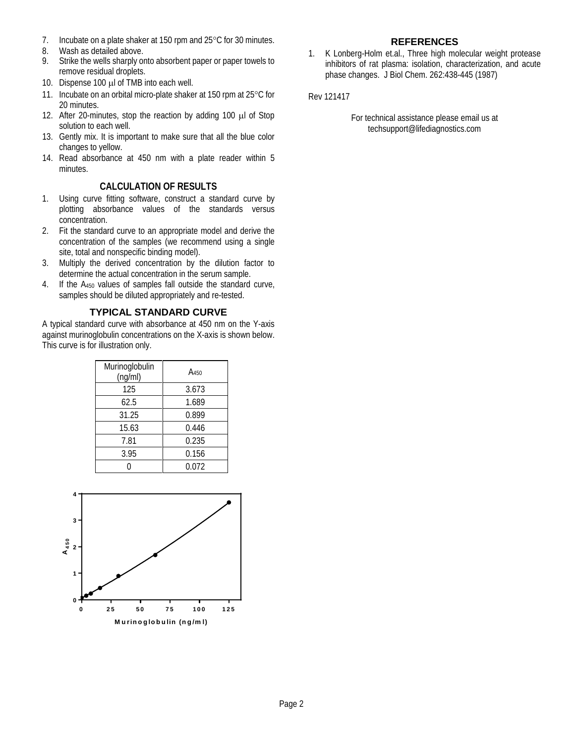7. Incubate on a plate shaker at 150 rpm and 25°C for 30 minutes.
8. Wash as detailed above.
9. Strike the wells sharply onto absorbent paper or paper towels to remove residual droplets.
10. Dispense 100 μl of TMB into each well.
11. Incubate on an orbital micro-plate shaker at 150 rpm at 25°C for 20 minutes.
12. After 20-minutes, stop the reaction by adding 100 μl of Stop solution to each well.
13. Gently mix. It is important to make sure that all the blue color changes to yellow.
14. Read absorbance at 450 nm with a plate reader within 5 minutes.

## CALCULATION OF RESULTS

1. Using curve fitting software, construct a standard curve by plotting absorbance values of the standards versus concentration.
2. Fit the standard curve to an appropriate model and derive the concentration of the samples (we recommend using a single site, total and nonspecific binding model).
3. Multiply the derived concentration by the dilution factor to determine the actual concentration in the serum sample.
4. If the $A_{450}$ values of samples fall outside the standard curve, samples should be diluted appropriately and re-tested.

## TYPICAL STANDARD CURVE

A typical standard curve with absorbance at 450 nm on the Y-axis against murinoglobulin concentrations on the X-axis is shown below. This curve is for illustration only.

| Murinoglobulin (ng/ml) | $A_{450}$ |
|---|---|
| 125 | 3.673 |
| 62.5 | 1.689 |
| 31.25 | 0.899 |
| 15.63 | 0.446 |
| 7.81 | 0.235 |
| 3.95 | 0.156 |
| 0 | 0.072 |

$A_{450}$

0
1
2
3
4

0 25 50 75 100 125

Murinoglobulin (ng/ml)

## REFERENCES

1. K Lonberg-Holm et.al., Three high molecular weight protease inhibitors of rat plasma: isolation, characterization, and acute phase changes. J Biol Chem. 262:438-445 (1987)

Rev 121417

For technical assistance please email us at techsupport@lifediagnostics.com